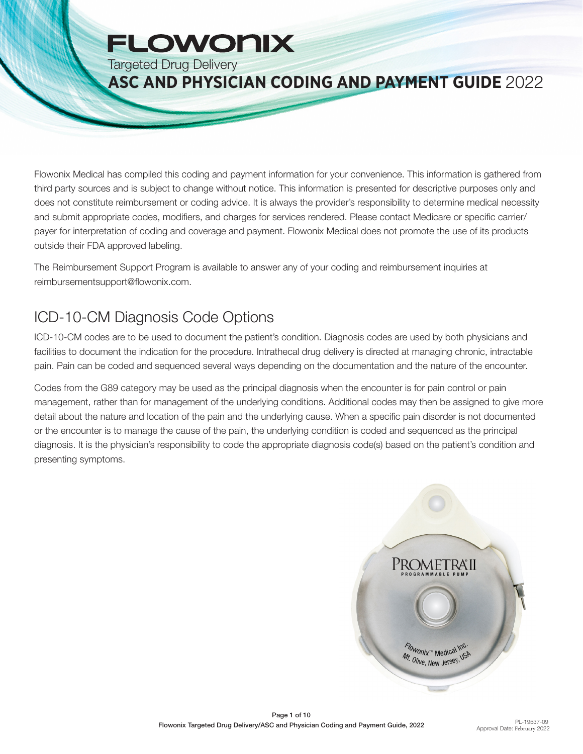# FLOWONIX

Targeted Drug Delivery

**ASC AND PHYSICIAN CODING AND PAYMENT GUIDE** 2022

Flowonix Medical has compiled this coding and payment information for your convenience. This information is gathered from third party sources and is subject to change without notice. This information is presented for descriptive purposes only and does not constitute reimbursement or coding advice. It is always the provider's responsibility to determine medical necessity and submit appropriate codes, modifiers, and charges for services rendered. Please contact Medicare or specific carrier/payer for interpretation of coding and coverage and payment. Flowonix Medical does not promote the use of its products outside their FDA approved labeling.

The Reimbursement Support Program is available to answer any of your coding and reimbursement inquiries at reimbursementsupport@flowonix.com.

## ICD-10-CM Diagnosis Code Options

ICD-10-CM codes are to be used to document the patient's condition. Diagnosis codes are used by both physicians and facilities to document the indication for the procedure. Intrathecal drug delivery is directed at managing chronic, intractable pain. Pain can be coded and sequenced several ways depending on the documentation and the nature of the encounter.

Codes from the G89 category may be used as the principal diagnosis when the encounter is for pain control or pain management, rather than for management of the underlying conditions. Additional codes may then be assigned to give more detail about the nature and location of the pain and the underlying cause. When a specific pain disorder is not documented or the encounter is to manage the cause of the pain, the underlying condition is coded and sequenced as the principal diagnosis. It is the physician's responsibility to code the appropriate diagnosis code(s) based on the patient's condition and presenting symptoms.

PL-19537-09
Approval Date: February 2022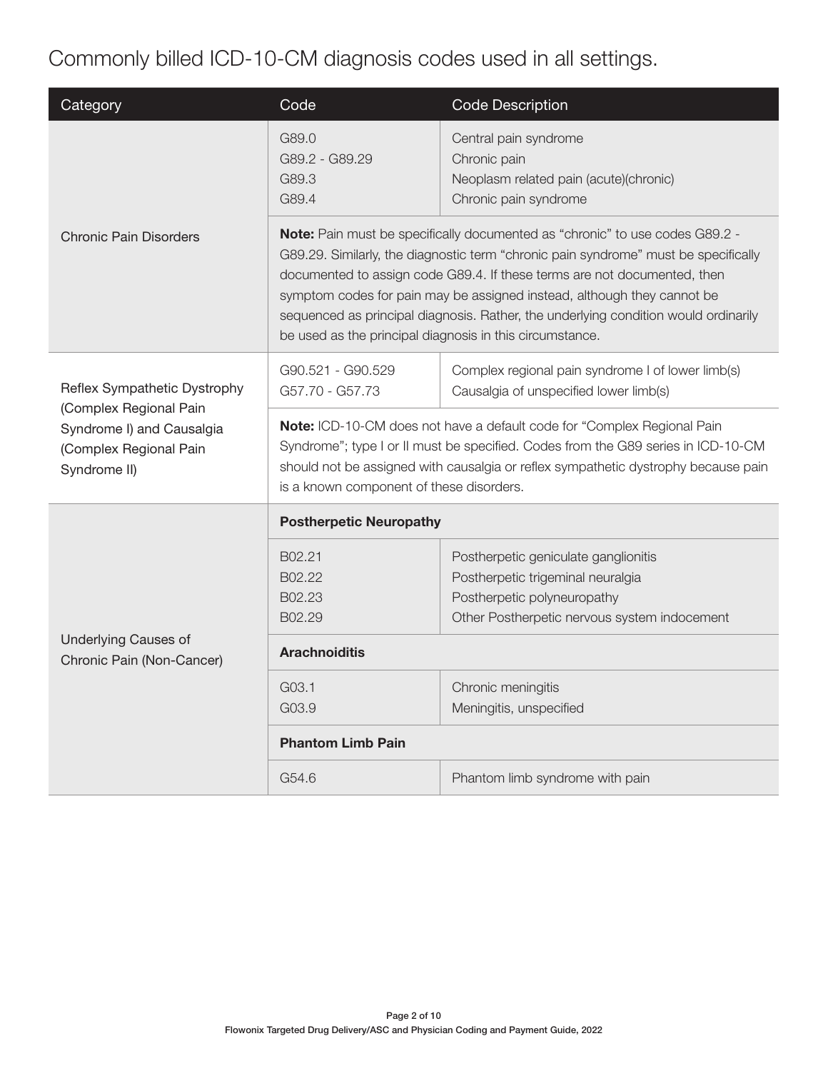# Commonly billed ICD-10-CM diagnosis codes used in all settings.

| Category | Code | Code Description |
| --- | --- | --- |
| Chronic Pain Disorders | G89.0<br>G89.2 - G89.29<br>G89.3<br>G89.4 | Central pain syndrome<br>Chronic pain<br>Neoplasm related pain (acute)(chronic)<br>Chronic pain syndrome |
| | **Note:** Pain must be specifically documented as "chronic" to use codes G89.2 - G89.29. Similarly, the diagnostic term "chronic pain syndrome" must be specifically documented to assign code G89.4. If these terms are not documented, then symptom codes for pain may be assigned instead, although they cannot be sequenced as principal diagnosis. Rather, the underlying condition would ordinarily be used as the principal diagnosis in this circumstance. | |
| Reflex Sympathetic Dystrophy (Complex Regional Pain Syndrome I) and Causalgia (Complex Regional Pain Syndrome II) | G90.521 - G90.529<br>G57.70 - G57.73 | Complex regional pain syndrome I of lower limb(s)<br>Causalgia of unspecified lower limb(s) |
| | **Note:** ICD-10-CM does not have a default code for "Complex Regional Pain Syndrome"; type I or II must be specified. Codes from the G89 series in ICD-10-CM should not be assigned with causalgia or reflex sympathetic dystrophy because pain is a known component of these disorders. | |
| Underlying Causes of Chronic Pain (Non-Cancer) | **Postherpetic Neuropathy** | |
| | B02.21<br>B02.22<br>B02.23<br>B02.29 | Postherpetic geniculate ganglionitis<br>Postherpetic trigeminal neuralgia<br>Postherpetic polyneuropathy<br>Other Postherpetic nervous system indocement |
| | **Arachnoiditis** | |
| | G03.1<br>G03.9 | Chronic meningitis<br>Meningitis, unspecified |
| | **Phantom Limb Pain** | |
| | G54.6 | Phantom limb syndrome with pain |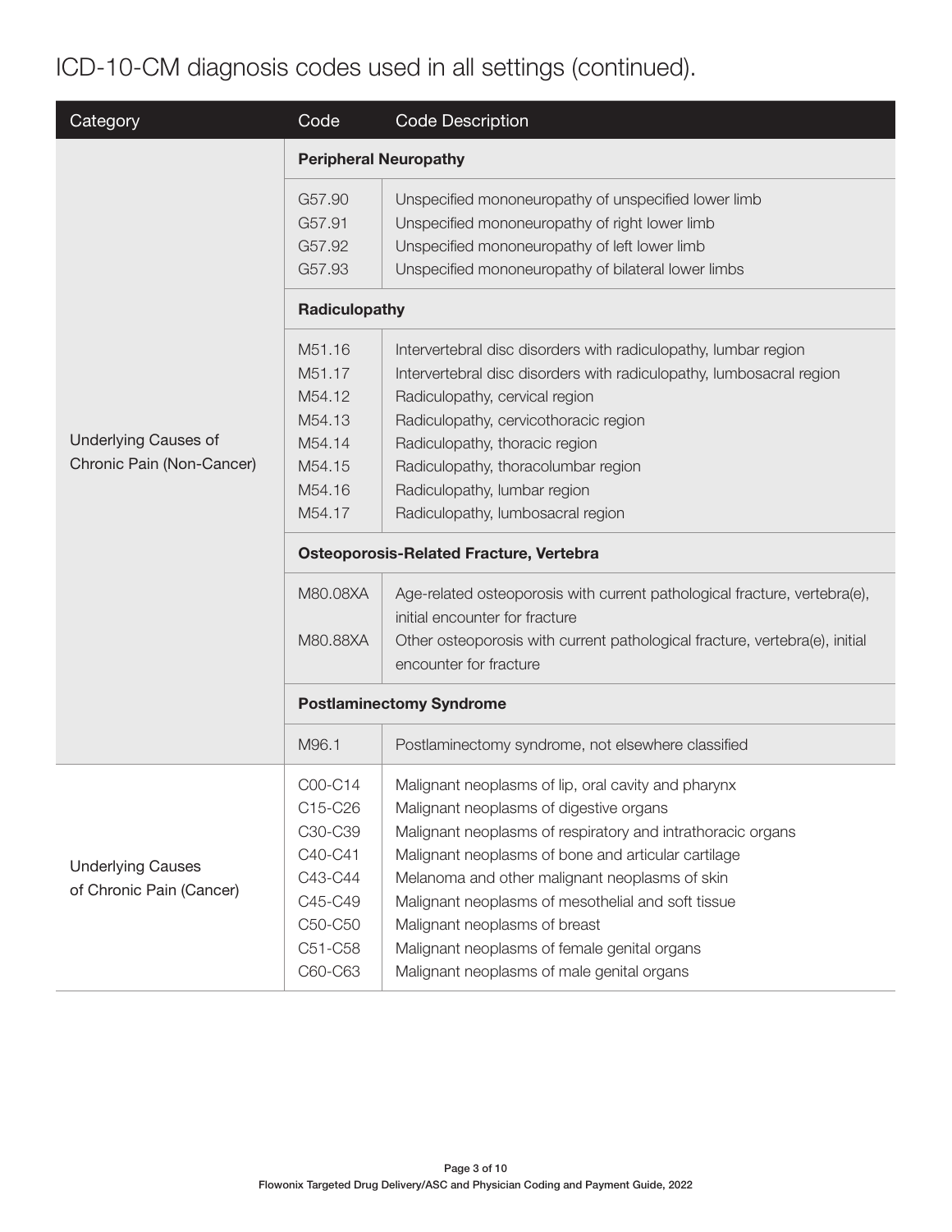# ICD-10-CM diagnosis codes used in all settings (continued).

| Category | Code | Code Description |
|---|---|---|
| Underlying Causes of Chronic Pain (Non-Cancer) | **Peripheral Neuropathy** | |
| | G57.90 | Unspecified mononeuropathy of unspecified lower limb |
| | G57.91 | Unspecified mononeuropathy of right lower limb |
| | G57.92 | Unspecified mononeuropathy of left lower limb |
| | G57.93 | Unspecified mononeuropathy of bilateral lower limbs |
| | **Radiculopathy** | |
| | M51.16 | Intervertebral disc disorders with radiculopathy, lumbar region |
| | M51.17 | Intervertebral disc disorders with radiculopathy, lumbosacral region |
| | M54.12 | Radiculopathy, cervical region |
| | M54.13 | Radiculopathy, cervicothoracic region |
| | M54.14 | Radiculopathy, thoracic region |
| | M54.15 | Radiculopathy, thoracolumbar region |
| | M54.16 | Radiculopathy, lumbar region |
| | M54.17 | Radiculopathy, lumbosacral region |
| | **Osteoporosis-Related Fracture, Vertebra** | |
| | M80.08XA | Age-related osteoporosis with current pathological fracture, vertebra(e), initial encounter for fracture |
| | M80.88XA | Other osteoporosis with current pathological fracture, vertebra(e), initial encounter for fracture |
| | **Postlaminectomy Syndrome** | |
| | M96.1 | Postlaminectomy syndrome, not elsewhere classified |
| Underlying Causes of Chronic Pain (Cancer) | C00-C14 | Malignant neoplasms of lip, oral cavity and pharynx |
| | C15-C26 | Malignant neoplasms of digestive organs |
| | C30-C39 | Malignant neoplasms of respiratory and intrathoracic organs |
| | C40-C41 | Malignant neoplasms of bone and articular cartilage |
| | C43-C44 | Melanoma and other malignant neoplasms of skin |
| | C45-C49 | Malignant neoplasms of mesothelial and soft tissue |
| | C50-C50 | Malignant neoplasms of breast |
| | C51-C58 | Malignant neoplasms of female genital organs |
| | C60-C63 | Malignant neoplasms of male genital organs |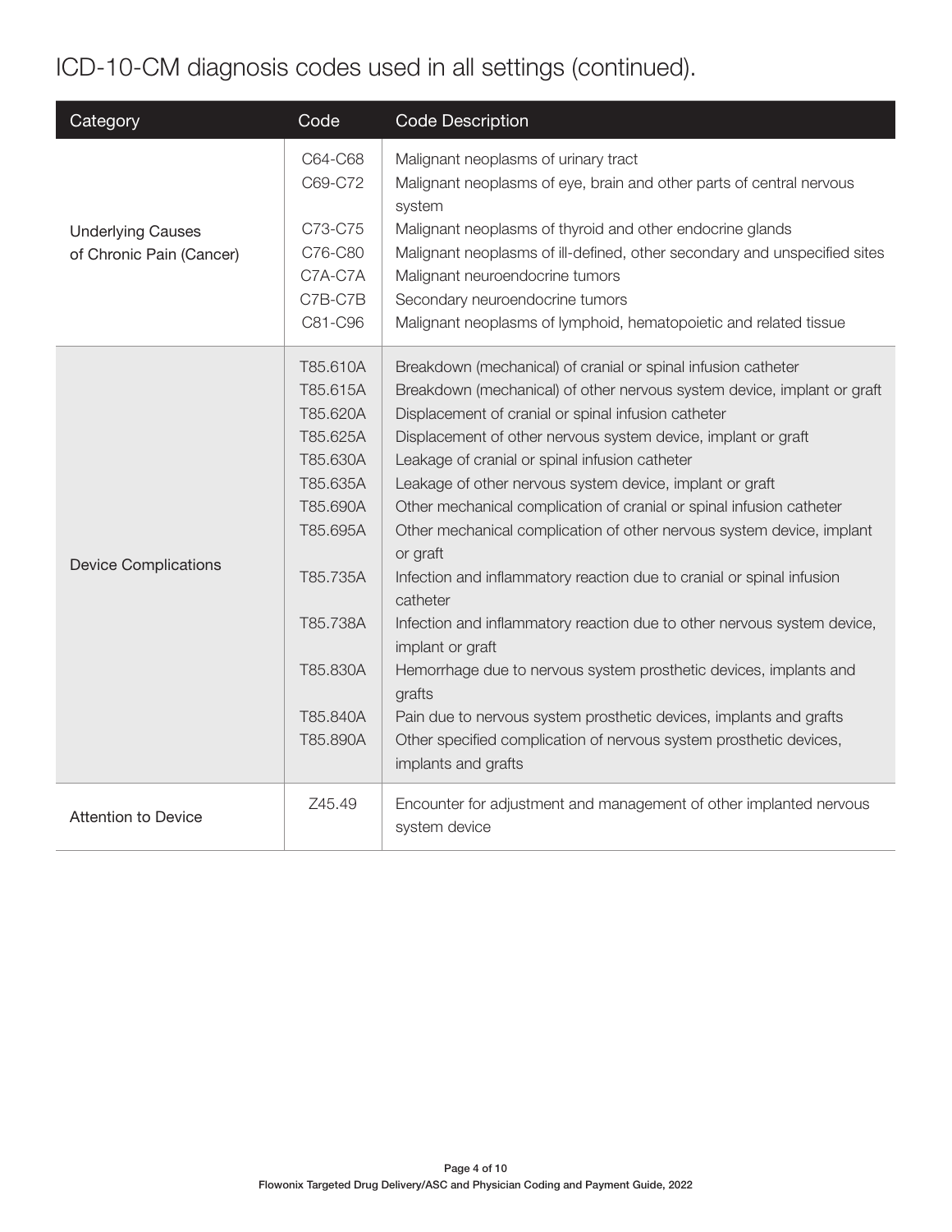## ICD-10-CM diagnosis codes used in all settings (continued).

| Category | Code | Code Description |
|---|---|---|
| Underlying Causes of Chronic Pain (Cancer) | C64-C68 | Malignant neoplasms of urinary tract |
| | C69-C72 | Malignant neoplasms of eye, brain and other parts of central nervous system |
| | C73-C75 | Malignant neoplasms of thyroid and other endocrine glands |
| | C76-C80 | Malignant neoplasms of ill-defined, other secondary and unspecified sites |
| | C7A-C7A | Malignant neuroendocrine tumors |
| | C7B-C7B | Secondary neuroendocrine tumors |
| | C81-C96 | Malignant neoplasms of lymphoid, hematopoietic and related tissue |
| Device Complications | T85.610A | Breakdown (mechanical) of cranial or spinal infusion catheter |
| | T85.615A | Breakdown (mechanical) of other nervous system device, implant or graft |
| | T85.620A | Displacement of cranial or spinal infusion catheter |
| | T85.625A | Displacement of other nervous system device, implant or graft |
| | T85.630A | Leakage of cranial or spinal infusion catheter |
| | T85.635A | Leakage of other nervous system device, implant or graft |
| | T85.690A | Other mechanical complication of cranial or spinal infusion catheter |
| | T85.695A | Other mechanical complication of other nervous system device, implant or graft |
| | T85.735A | Infection and inflammatory reaction due to cranial or spinal infusion catheter |
| | T85.738A | Infection and inflammatory reaction due to other nervous system device, implant or graft |
| | T85.830A | Hemorrhage due to nervous system prosthetic devices, implants and grafts |
| | T85.840A | Pain due to nervous system prosthetic devices, implants and grafts |
| | T85.890A | Other specified complication of nervous system prosthetic devices, implants and grafts |
| Attention to Device | Z45.49 | Encounter for adjustment and management of other implanted nervous system device |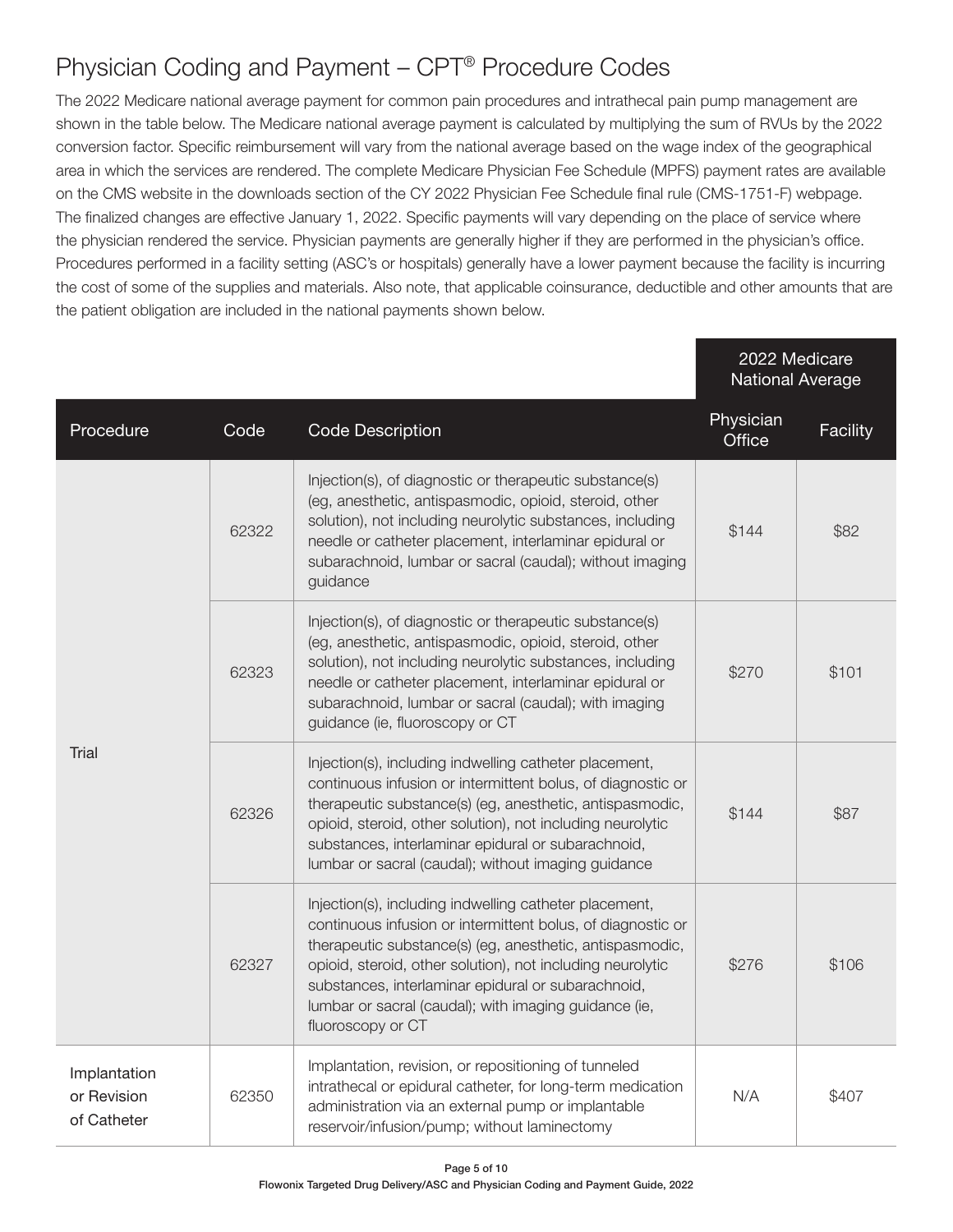# Physician Coding and Payment – CPT® Procedure Codes

The 2022 Medicare national average payment for common pain procedures and intrathecal pain pump management are shown in the table below. The Medicare national average payment is calculated by multiplying the sum of RVUs by the 2022 conversion factor. Specific reimbursement will vary from the national average based on the wage index of the geographical area in which the services are rendered. The complete Medicare Physician Fee Schedule (MPFS) payment rates are available on the CMS website in the downloads section of the CY 2022 Physician Fee Schedule final rule (CMS-1751-F) webpage. The finalized changes are effective January 1, 2022. Specific payments will vary depending on the place of service where the physician rendered the service. Physician payments are generally higher if they are performed in the physician's office. Procedures performed in a facility setting (ASC's or hospitals) generally have a lower payment because the facility is incurring the cost of some of the supplies and materials. Also note, that applicable coinsurance, deductible and other amounts that are the patient obligation are included in the national payments shown below.

| | | | 2022 Medicare National Average | |
|---|---|---|---|---|
| Procedure | Code | Code Description | Physician Office | Facility |
| Trial | 62322 | Injection(s), of diagnostic or therapeutic substance(s) (eg, anesthetic, antispasmodic, opioid, steroid, other solution), not including neurolytic substances, including needle or catheter placement, interlaminar epidural or subarachnoid, lumbar or sacral (caudal); without imaging guidance | $144 | $82 |
| | 62323 | Injection(s), of diagnostic or therapeutic substance(s) (eg, anesthetic, antispasmodic, opioid, steroid, other solution), not including neurolytic substances, including needle or catheter placement, interlaminar epidural or subarachnoid, lumbar or sacral (caudal); with imaging guidance (ie, fluoroscopy or CT | $270 | $101 |
| | 62326 | Injection(s), including indwelling catheter placement, continuous infusion or intermittent bolus, of diagnostic or therapeutic substance(s) (eg, anesthetic, antispasmodic, opioid, steroid, other solution), not including neurolytic substances, interlaminar epidural or subarachnoid, lumbar or sacral (caudal); without imaging guidance | $144 | $87 |
| | 62327 | Injection(s), including indwelling catheter placement, continuous infusion or intermittent bolus, of diagnostic or therapeutic substance(s) (eg, anesthetic, antispasmodic, opioid, steroid, other solution), not including neurolytic substances, interlaminar epidural or subarachnoid, lumbar or sacral (caudal); with imaging guidance (ie, fluoroscopy or CT | $276 | $106 |
| Implantation or Revision of Catheter | 62350 | Implantation, revision, or repositioning of tunneled intrathecal or epidural catheter, for long-term medication administration via an external pump or implantable reservoir/infusion/pump; without laminectomy | N/A | $407 |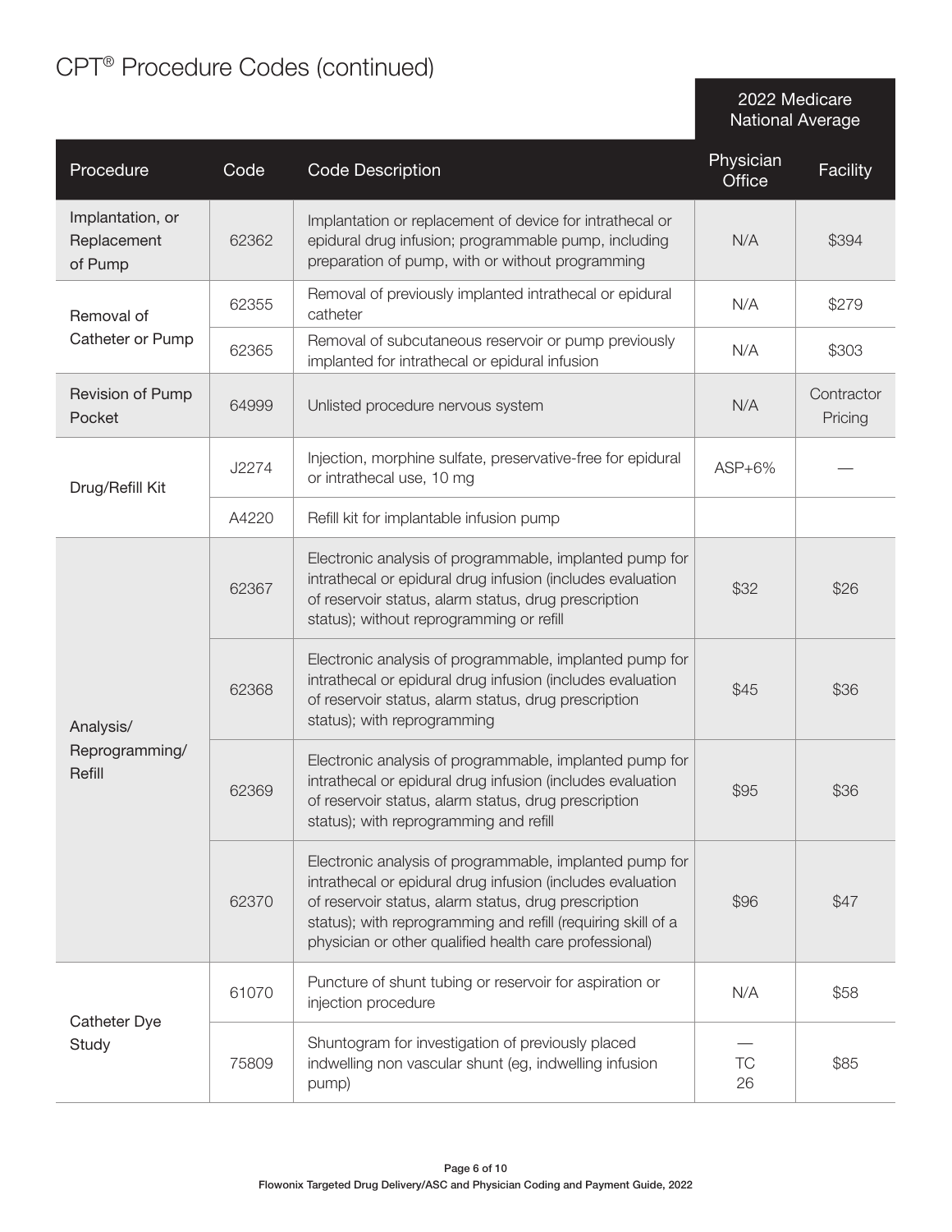# CPT® Procedure Codes (continued)

| Procedure | Code | Code Description | 2022 Medicare National Average Physician Office | 2022 Medicare National Average Facility |
|---|---|---|---|---|
| Implantation, or Replacement of Pump | 62362 | Implantation or replacement of device for intrathecal or epidural drug infusion; programmable pump, including preparation of pump, with or without programming | N/A | $394 |
| Removal of Catheter or Pump | 62355 | Removal of previously implanted intrathecal or epidural catheter | N/A | $279 |
| | 62365 | Removal of subcutaneous reservoir or pump previously implanted for intrathecal or epidural infusion | N/A | $303 |
| Revision of Pump Pocket | 64999 | Unlisted procedure nervous system | N/A | Contractor Pricing |
| Drug/Refill Kit | J2274 | Injection, morphine sulfate, preservative-free for epidural or intrathecal use, 10 mg | ASP+6% | — |
| | A4220 | Refill kit for implantable infusion pump | | |
| Analysis/ Reprogramming/ Refill | 62367 | Electronic analysis of programmable, implanted pump for intrathecal or epidural drug infusion (includes evaluation of reservoir status, alarm status, drug prescription status); without reprogramming or refill | $32 | $26 |
| | 62368 | Electronic analysis of programmable, implanted pump for intrathecal or epidural drug infusion (includes evaluation of reservoir status, alarm status, drug prescription status); with reprogramming | $45 | $36 |
| | 62369 | Electronic analysis of programmable, implanted pump for intrathecal or epidural drug infusion (includes evaluation of reservoir status, alarm status, drug prescription status); with reprogramming and refill | $95 | $36 |
| | 62370 | Electronic analysis of programmable, implanted pump for intrathecal or epidural drug infusion (includes evaluation of reservoir status, alarm status, drug prescription status); with reprogramming and refill (requiring skill of a physician or other qualified health care professional) | $96 | $47 |
| Catheter Dye Study | 61070 | Puncture of shunt tubing or reservoir for aspiration or injection procedure | N/A | $58 |
| | 75809 | Shuntogram for investigation of previously placed indwelling non vascular shunt (eg, indwelling infusion pump) | — TC 26 | $85 |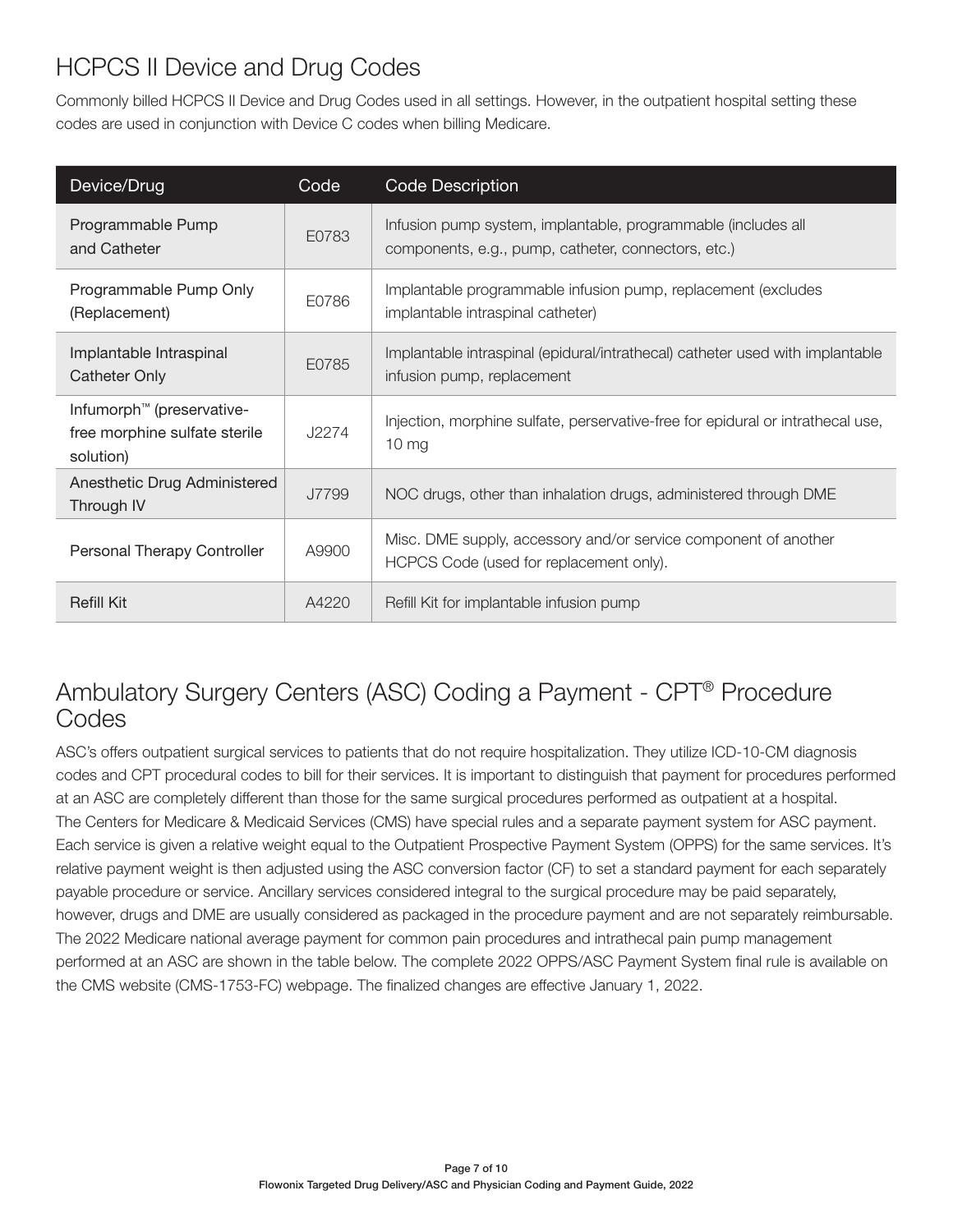## HCPCS II Device and Drug Codes

Commonly billed HCPCS II Device and Drug Codes used in all settings. However, in the outpatient hospital setting these codes are used in conjunction with Device C codes when billing Medicare.

| Device/Drug | Code | Code Description |
|---|---|---|
| Programmable Pump and Catheter | E0783 | Infusion pump system, implantable, programmable (includes all components, e.g., pump, catheter, connectors, etc.) |
| Programmable Pump Only (Replacement) | E0786 | Implantable programmable infusion pump, replacement (excludes implantable intraspinal catheter) |
| Implantable Intraspinal Catheter Only | E0785 | Implantable intraspinal (epidural/intrathecal) catheter used with implantable infusion pump, replacement |
| Infumorph™ (preservative-free morphine sulfate sterile solution) | J2274 | Injection, morphine sulfate, perservative-free for epidural or intrathecal use, 10 mg |
| Anesthetic Drug Administered Through IV | J7799 | NOC drugs, other than inhalation drugs, administered through DME |
| Personal Therapy Controller | A9900 | Misc. DME supply, accessory and/or service component of another HCPCS Code (used for replacement only). |
| Refill Kit | A4220 | Refill Kit for implantable infusion pump |

## Ambulatory Surgery Centers (ASC) Coding a Payment - CPT® Procedure Codes

ASC's offers outpatient surgical services to patients that do not require hospitalization. They utilize ICD-10-CM diagnosis codes and CPT procedural codes to bill for their services. It is important to distinguish that payment for procedures performed at an ASC are completely different than those for the same surgical procedures performed as outpatient at a hospital. The Centers for Medicare & Medicaid Services (CMS) have special rules and a separate payment system for ASC payment. Each service is given a relative weight equal to the Outpatient Prospective Payment System (OPPS) for the same services. It's relative payment weight is then adjusted using the ASC conversion factor (CF) to set a standard payment for each separately payable procedure or service. Ancillary services considered integral to the surgical procedure may be paid separately, however, drugs and DME are usually considered as packaged in the procedure payment and are not separately reimbursable. The 2022 Medicare national average payment for common pain procedures and intrathecal pain pump management performed at an ASC are shown in the table below. The complete 2022 OPPS/ASC Payment System final rule is available on the CMS website (CMS-1753-FC) webpage. The finalized changes are effective January 1, 2022.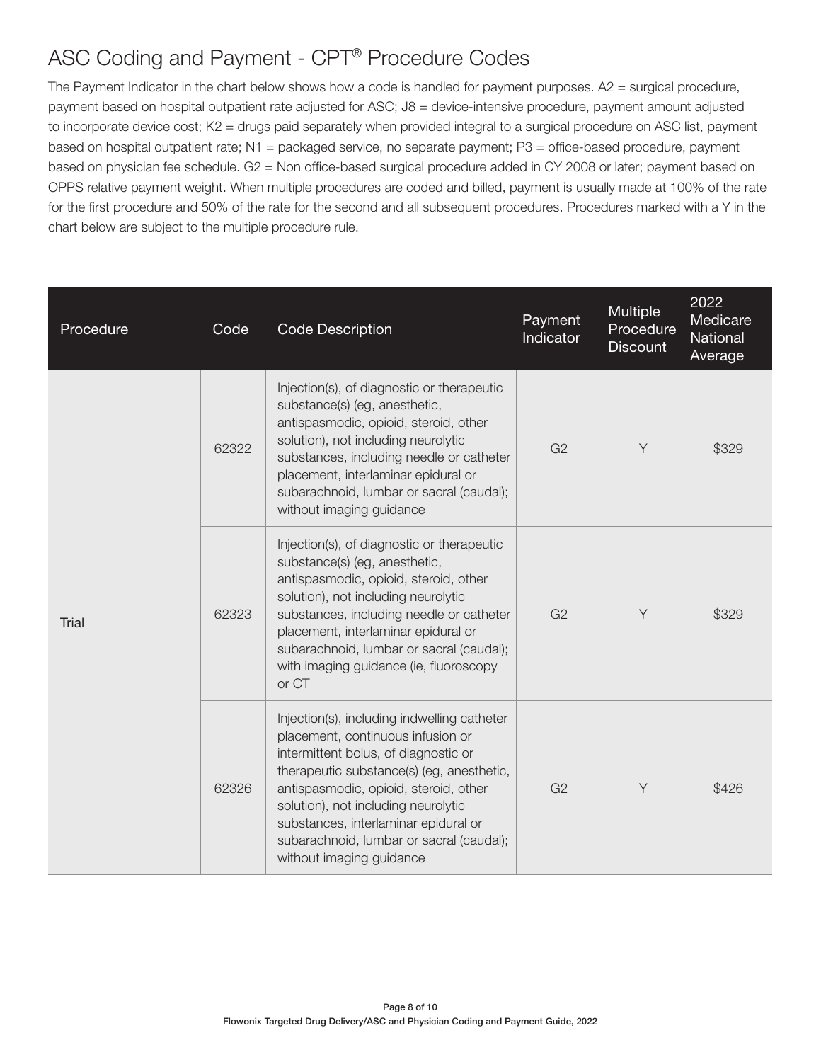## ASC Coding and Payment - CPT® Procedure Codes

The Payment Indicator in the chart below shows how a code is handled for payment purposes. A2 = surgical procedure, payment based on hospital outpatient rate adjusted for ASC; J8 = device-intensive procedure, payment amount adjusted to incorporate device cost; K2 = drugs paid separately when provided integral to a surgical procedure on ASC list, payment based on hospital outpatient rate; N1 = packaged service, no separate payment; P3 = office-based procedure, payment based on physician fee schedule. G2 = Non office-based surgical procedure added in CY 2008 or later; payment based on OPPS relative payment weight. When multiple procedures are coded and billed, payment is usually made at 100% of the rate for the first procedure and 50% of the rate for the second and all subsequent procedures. Procedures marked with a Y in the chart below are subject to the multiple procedure rule.

| Procedure | Code | Code Description | Payment Indicator | Multiple Procedure Discount | 2022 Medicare National Average |
|---|---|---|---|---|---|
| Trial | 62322 | Injection(s), of diagnostic or therapeutic substance(s) (eg, anesthetic, antispasmodic, opioid, steroid, other solution), not including neurolytic substances, including needle or catheter placement, interlaminar epidural or subarachnoid, lumbar or sacral (caudal); without imaging guidance | G2 | Y | $329 |
| | 62323 | Injection(s), of diagnostic or therapeutic substance(s) (eg, anesthetic, antispasmodic, opioid, steroid, other solution), not including neurolytic substances, including needle or catheter placement, interlaminar epidural or subarachnoid, lumbar or sacral (caudal); with imaging guidance (ie, fluoroscopy or CT | G2 | Y | $329 |
| | 62326 | Injection(s), including indwelling catheter placement, continuous infusion or intermittent bolus, of diagnostic or therapeutic substance(s) (eg, anesthetic, antispasmodic, opioid, steroid, other solution), not including neurolytic substances, interlaminar epidural or subarachnoid, lumbar or sacral (caudal); without imaging guidance | G2 | Y | $426 |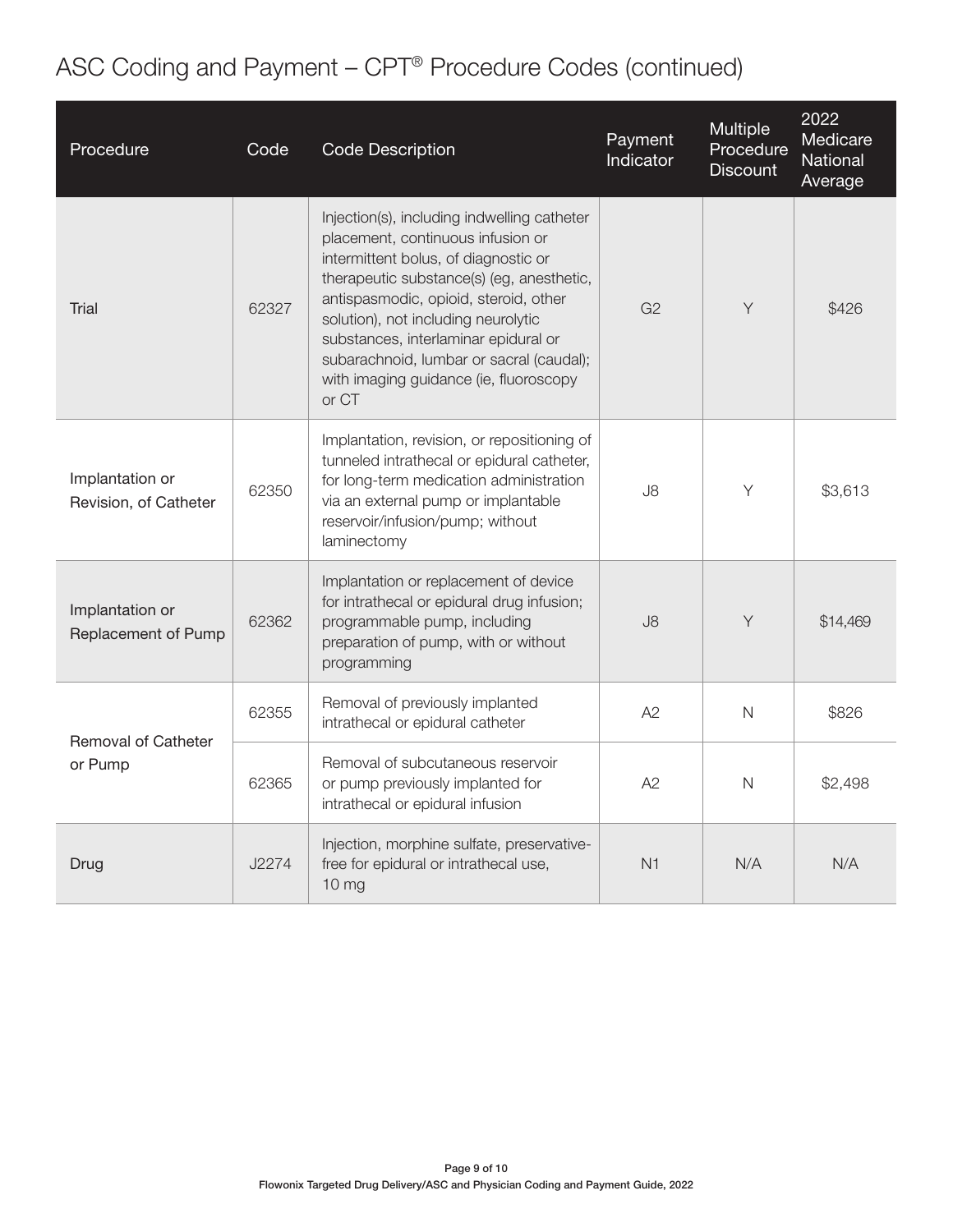# ASC Coding and Payment – CPT® Procedure Codes (continued)

| Procedure | Code | Code Description | Payment Indicator | Multiple Procedure Discount | 2022 Medicare National Average |
|---|---|---|---|---|---|
| Trial | 62327 | Injection(s), including indwelling catheter placement, continuous infusion or intermittent bolus, of diagnostic or therapeutic substance(s) (eg, anesthetic, antispasmodic, opioid, steroid, other solution), not including neurolytic substances, interlaminar epidural or subarachnoid, lumbar or sacral (caudal); with imaging guidance (ie, fluoroscopy or CT | G2 | Y | $426 |
| Implantation or Revision, of Catheter | 62350 | Implantation, revision, or repositioning of tunneled intrathecal or epidural catheter, for long-term medication administration via an external pump or implantable reservoir/infusion/pump; without laminectomy | J8 | Y | $3,613 |
| Implantation or Replacement of Pump | 62362 | Implantation or replacement of device for intrathecal or epidural drug infusion; programmable pump, including preparation of pump, with or without programming | J8 | Y | $14,469 |
| Removal of Catheter or Pump | 62355 | Removal of previously implanted intrathecal or epidural catheter | A2 | N | $826 |
| | 62365 | Removal of subcutaneous reservoir or pump previously implanted for intrathecal or epidural infusion | A2 | N | $2,498 |
| Drug | J2274 | Injection, morphine sulfate, preservative-free for epidural or intrathecal use, 10 mg | N1 | N/A | N/A |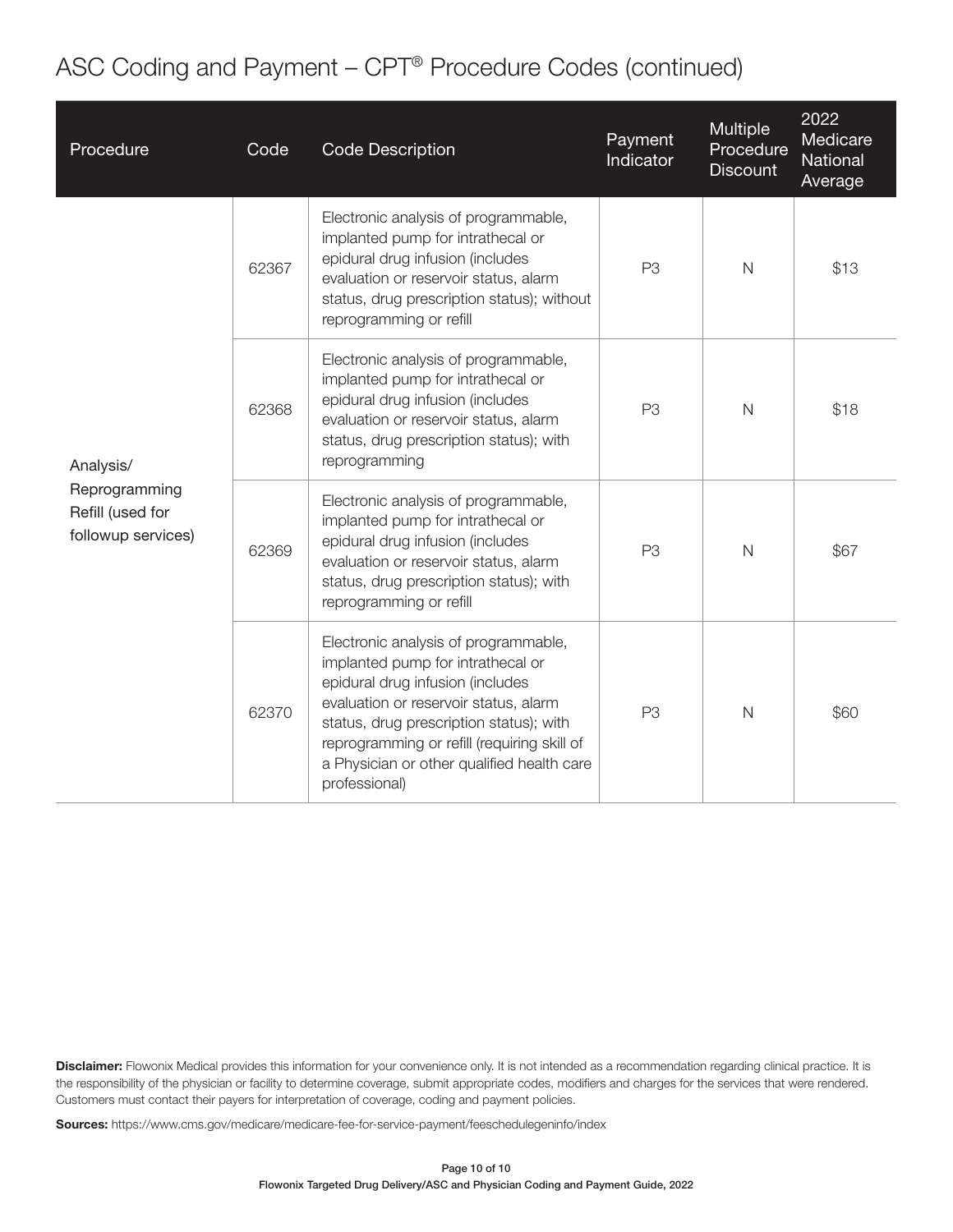# ASC Coding and Payment – CPT® Procedure Codes (continued)

| Procedure | Code | Code Description | Payment Indicator | Multiple Procedure Discount | 2022 Medicare National Average |
|---|---|---|---|---|---|
| Analysis/ Reprogramming Refill (used for followup services) | 62367 | Electronic analysis of programmable, implanted pump for intrathecal or epidural drug infusion (includes evaluation or reservoir status, alarm status, drug prescription status); without reprogramming or refill | P3 | N | $13 |
| | 62368 | Electronic analysis of programmable, implanted pump for intrathecal or epidural drug infusion (includes evaluation or reservoir status, alarm status, drug prescription status); with reprogramming | P3 | N | $18 |
| | 62369 | Electronic analysis of programmable, implanted pump for intrathecal or epidural drug infusion (includes evaluation or reservoir status, alarm status, drug prescription status); with reprogramming or refill | P3 | N | $67 |
| | 62370 | Electronic analysis of programmable, implanted pump for intrathecal or epidural drug infusion (includes evaluation or reservoir status, alarm status, drug prescription status); with reprogramming or refill (requiring skill of a Physician or other qualified health care professional) | P3 | N | $60 |

**Disclaimer:** Flowonix Medical provides this information for your convenience only. It is not intended as a recommendation regarding clinical practice. It is the responsibility of the physician or facility to determine coverage, submit appropriate codes, modifiers and charges for the services that were rendered. Customers must contact their payers for interpretation of coverage, coding and payment policies.

**Sources:** https://www.cms.gov/medicare/medicare-fee-for-service-payment/feeschedulegeninfo/index